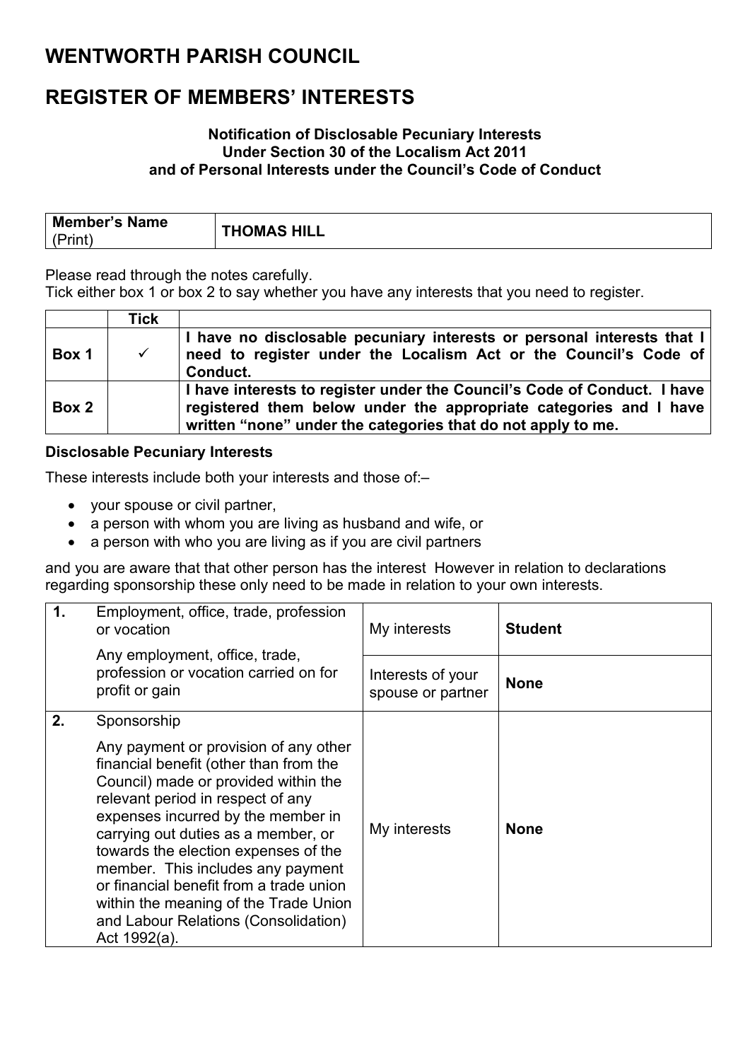# WENTWORTH PARISH COUNCIL

# REGISTER OF MEMBERS' INTERESTS

**Notification of Disclosable Pecuniary Interests**
**Under Section 30 of the Localism Act 2011**
**and of Personal Interests under the Council's Code of Conduct**

| **Member's Name** (Print) | **THOMAS HILL** |
|---|---|

Please read through the notes carefully.
Tick either box 1 or box 2 to say whether you have any interests that you need to register.

| | **Tick** | |
|---|---|---|
| **Box 1** | ✓ | **I have no disclosable pecuniary interests or personal interests that I need to register under the Localism Act or the Council's Code of Conduct.** |
| **Box 2** | | **I have interests to register under the Council's Code of Conduct. I have registered them below under the appropriate categories and I have written "none" under the categories that do not apply to me.** |

**Disclosable Pecuniary Interests**

These interests include both your interests and those of:–

- your spouse or civil partner,
- a person with whom you are living as husband and wife, or
- a person with who you are living as if you are civil partners

and you are aware that that other person has the interest However in relation to declarations regarding sponsorship these only need to be made in relation to your own interests.

| **1.** | Employment, office, trade, profession or vocation<br><br>Any employment, office, trade, profession or vocation carried on for profit or gain | My interests | **Student** |
|---|---|---|---|
| | | Interests of your spouse or partner | **None** |
| **2.** | Sponsorship<br><br>Any payment or provision of any other financial benefit (other than from the Council) made or provided within the relevant period in respect of any expenses incurred by the member in carrying out duties as a member, or towards the election expenses of the member. This includes any payment or financial benefit from a trade union within the meaning of the Trade Union and Labour Relations (Consolidation) Act 1992(a). | My interests | **None** |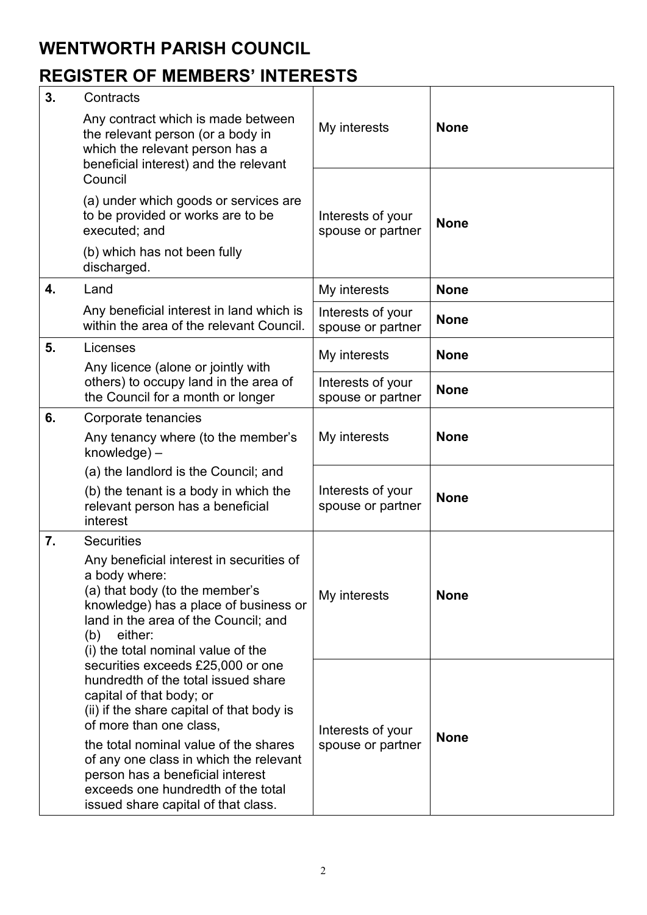# WENTWORTH PARISH COUNCIL

# REGISTER OF MEMBERS' INTERESTS

| | | | |
|---|---|---|---|
| **3.** | Contracts<br>Any contract which is made between the relevant person (or a body in which the relevant person has a beneficial interest) and the relevant Council<br>(a) under which goods or services are to be provided or works are to be executed; and<br>(b) which has not been fully discharged. | My interests | **None** |
| | | Interests of your spouse or partner | **None** |
| **4.** | Land<br>Any beneficial interest in land which is within the area of the relevant Council. | My interests | **None** |
| | | Interests of your spouse or partner | **None** |
| **5.** | Licenses<br>Any licence (alone or jointly with others) to occupy land in the area of the Council for a month or longer | My interests | **None** |
| | | Interests of your spouse or partner | **None** |
| **6.** | Corporate tenancies<br>Any tenancy where (to the member's knowledge) –<br>(a) the landlord is the Council; and<br>(b) the tenant is a body in which the relevant person has a beneficial interest | My interests | **None** |
| | | Interests of your spouse or partner | **None** |
| **7.** | Securities<br>Any beneficial interest in securities of a body where:<br>(a) that body (to the member's knowledge) has a place of business or land in the area of the Council; and<br>(b) either:<br>(i) the total nominal value of the securities exceeds £25,000 or one hundredth of the total issued share capital of that body; or<br>(ii) if the share capital of that body is of more than one class,<br>the total nominal value of the shares of any one class in which the relevant person has a beneficial interest exceeds one hundredth of the total issued share capital of that class. | My interests | **None** |
| | | Interests of your spouse or partner | **None** |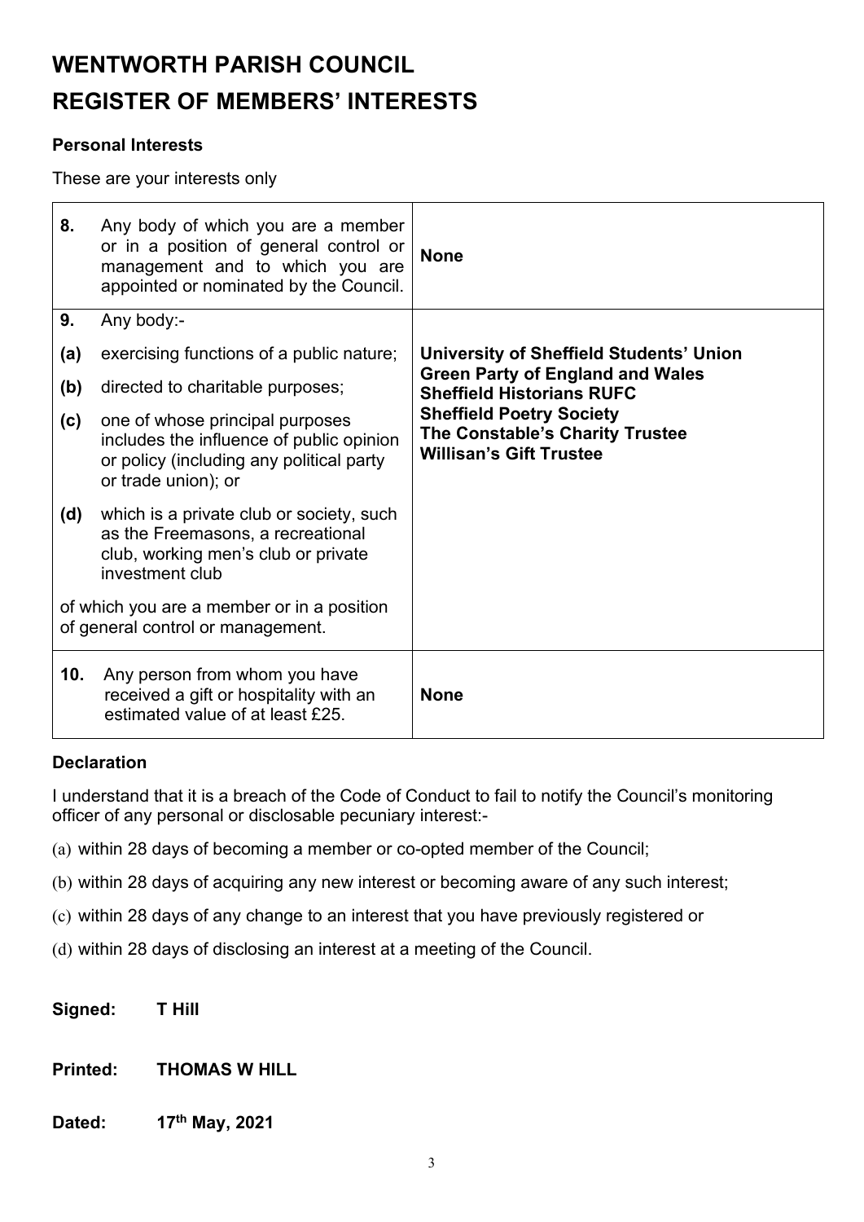# WENTWORTH PARISH COUNCIL

# REGISTER OF MEMBERS' INTERESTS

**Personal Interests**

These are your interests only

| | | |
|---|---|---|
| **8.** | Any body of which you are a member or in a position of general control or management and to which you are appointed or nominated by the Council. | **None** |
| **9.** | Any body:-<br>**(a)** exercising functions of a public nature;<br>**(b)** directed to charitable purposes;<br>**(c)** one of whose principal purposes includes the influence of public opinion or policy (including any political party or trade union); or<br>**(d)** which is a private club or society, such as the Freemasons, a recreational club, working men's club or private investment club<br>of which you are a member or in a position of general control or management. | **University of Sheffield Students' Union**<br>**Green Party of England and Wales**<br>**Sheffield Historians RUFC**<br>**Sheffield Poetry Society**<br>**The Constable's Charity Trustee**<br>**Willisan's Gift Trustee** |
| **10.** | Any person from whom you have received a gift or hospitality with an estimated value of at least £25. | **None** |

**Declaration**

I understand that it is a breach of the Code of Conduct to fail to notify the Council's monitoring officer of any personal or disclosable pecuniary interest:-

(a) within 28 days of becoming a member or co-opted member of the Council;

(b) within 28 days of acquiring any new interest or becoming aware of any such interest;

(c) within 28 days of any change to an interest that you have previously registered or

(d) within 28 days of disclosing an interest at a meeting of the Council.

**Signed:** **T Hill**

**Printed:** **THOMAS W HILL**

**Dated:** **17th May, 2021**